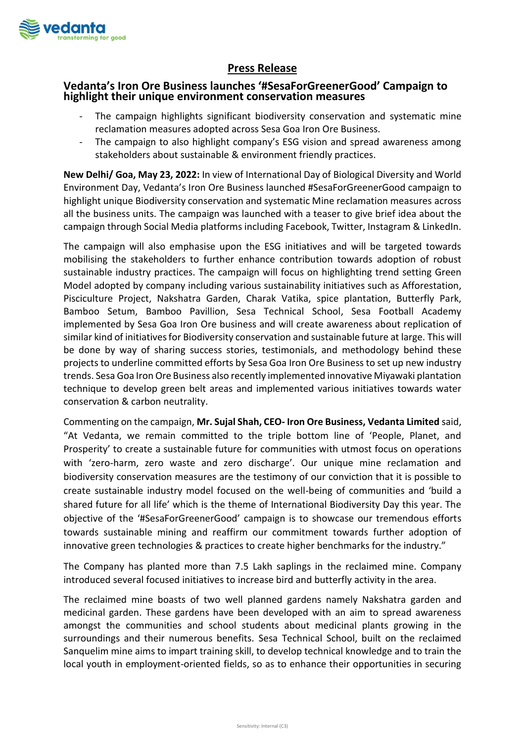## Press Release

### Vedanta's Iron Ore Business launches '#SesaForGreenerGood' Campaign to highlight their unique environment conservation measures

- The campaign highlights significant biodiversity conservation and systematic mine reclamation measures adopted across Sesa Goa Iron Ore Business.
- The campaign to also highlight company's ESG vision and spread awareness among stakeholders about sustainable & environment friendly practices.

**New Delhi/ Goa, May 23, 2022:** In view of International Day of Biological Diversity and World Environment Day, Vedanta's Iron Ore Business launched #SesaForGreenerGood campaign to highlight unique Biodiversity conservation and systematic Mine reclamation measures across all the business units. The campaign was launched with a teaser to give brief idea about the campaign through Social Media platforms including Facebook, Twitter, Instagram & LinkedIn.

The campaign will also emphasise upon the ESG initiatives and will be targeted towards mobilising the stakeholders to further enhance contribution towards adoption of robust sustainable industry practices. The campaign will focus on highlighting trend setting Green Model adopted by company including various sustainability initiatives such as Afforestation, Pisciculture Project, Nakshatra Garden, Charak Vatika, spice plantation, Butterfly Park, Bamboo Setum, Bamboo Pavillion, Sesa Technical School, Sesa Football Academy implemented by Sesa Goa Iron Ore business and will create awareness about replication of similar kind of initiatives for Biodiversity conservation and sustainable future at large. This will be done by way of sharing success stories, testimonials, and methodology behind these projects to underline committed efforts by Sesa Goa Iron Ore Business to set up new industry trends. Sesa Goa Iron Ore Business also recently implemented innovative Miyawaki plantation technique to develop green belt areas and implemented various initiatives towards water conservation & carbon neutrality.

Commenting on the campaign, **Mr. Sujal Shah, CEO- Iron Ore Business, Vedanta Limited** said, "At Vedanta, we remain committed to the triple bottom line of 'People, Planet, and Prosperity' to create a sustainable future for communities with utmost focus on operations with 'zero-harm, zero waste and zero discharge'. Our unique mine reclamation and biodiversity conservation measures are the testimony of our conviction that it is possible to create sustainable industry model focused on the well-being of communities and 'build a shared future for all life' which is the theme of International Biodiversity Day this year. The objective of the '#SesaForGreenerGood' campaign is to showcase our tremendous efforts towards sustainable mining and reaffirm our commitment towards further adoption of innovative green technologies & practices to create higher benchmarks for the industry."

The Company has planted more than 7.5 Lakh saplings in the reclaimed mine. Company introduced several focused initiatives to increase bird and butterfly activity in the area.

The reclaimed mine boasts of two well planned gardens namely Nakshatra garden and medicinal garden. These gardens have been developed with an aim to spread awareness amongst the communities and school students about medicinal plants growing in the surroundings and their numerous benefits. Sesa Technical School, built on the reclaimed Sanquelim mine aims to impart training skill, to develop technical knowledge and to train the local youth in employment-oriented fields, so as to enhance their opportunities in securing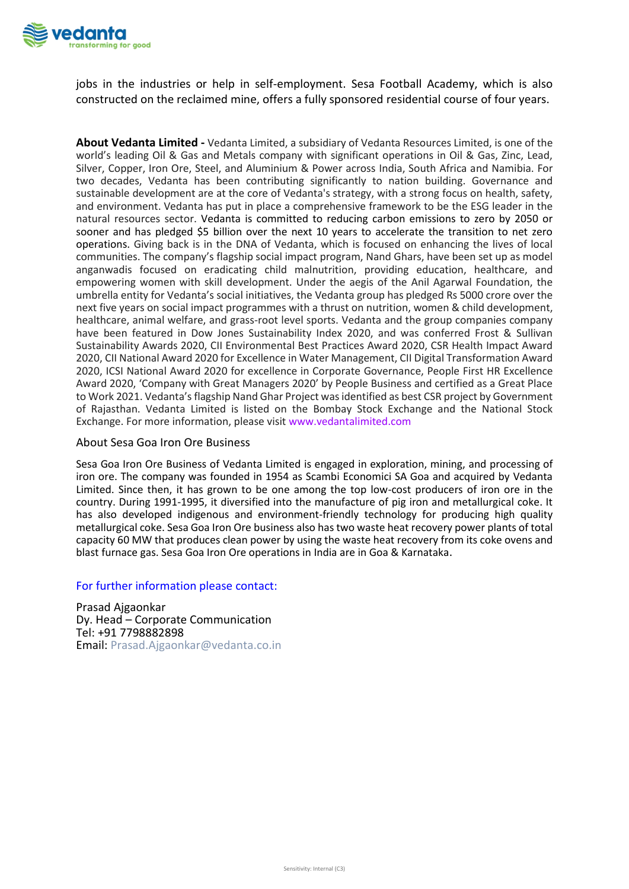jobs in the industries or help in self-employment. Sesa Football Academy, which is also constructed on the reclaimed mine, offers a fully sponsored residential course of four years.

**About Vedanta Limited -** Vedanta Limited, a subsidiary of Vedanta Resources Limited, is one of the world's leading Oil & Gas and Metals company with significant operations in Oil & Gas, Zinc, Lead, Silver, Copper, Iron Ore, Steel, and Aluminium & Power across India, South Africa and Namibia. For two decades, Vedanta has been contributing significantly to nation building. Governance and sustainable development are at the core of Vedanta's strategy, with a strong focus on health, safety, and environment. Vedanta has put in place a comprehensive framework to be the ESG leader in the natural resources sector. Vedanta is committed to reducing carbon emissions to zero by 2050 or sooner and has pledged $5 billion over the next 10 years to accelerate the transition to net zero operations. Giving back is in the DNA of Vedanta, which is focused on enhancing the lives of local communities. The company's flagship social impact program, Nand Ghars, have been set up as model anganwadis focused on eradicating child malnutrition, providing education, healthcare, and empowering women with skill development. Under the aegis of the Anil Agarwal Foundation, the umbrella entity for Vedanta's social initiatives, the Vedanta group has pledged Rs 5000 crore over the next five years on social impact programmes with a thrust on nutrition, women & child development, healthcare, animal welfare, and grass-root level sports. Vedanta and the group companies company have been featured in Dow Jones Sustainability Index 2020, and was conferred Frost & Sullivan Sustainability Awards 2020, CII Environmental Best Practices Award 2020, CSR Health Impact Award 2020, CII National Award 2020 for Excellence in Water Management, CII Digital Transformation Award 2020, ICSI National Award 2020 for excellence in Corporate Governance, People First HR Excellence Award 2020, 'Company with Great Managers 2020' by People Business and certified as a Great Place to Work 2021. Vedanta's flagship Nand Ghar Project was identified as best CSR project by Government of Rajasthan. Vedanta Limited is listed on the Bombay Stock Exchange and the National Stock Exchange. For more information, please visit www.vedantalimited.com

About Sesa Goa Iron Ore Business

Sesa Goa Iron Ore Business of Vedanta Limited is engaged in exploration, mining, and processing of iron ore. The company was founded in 1954 as Scambi Economici SA Goa and acquired by Vedanta Limited. Since then, it has grown to be one among the top low-cost producers of iron ore in the country. During 1991-1995, it diversified into the manufacture of pig iron and metallurgical coke. It has also developed indigenous and environment-friendly technology for producing high quality metallurgical coke. Sesa Goa Iron Ore business also has two waste heat recovery power plants of total capacity 60 MW that produces clean power by using the waste heat recovery from its coke ovens and blast furnace gas. Sesa Goa Iron Ore operations in India are in Goa & Karnataka.

For further information please contact:

Prasad Ajgaonkar
Dy. Head – Corporate Communication
Tel: +91 7798882898
Email: Prasad.Ajgaonkar@vedanta.co.in